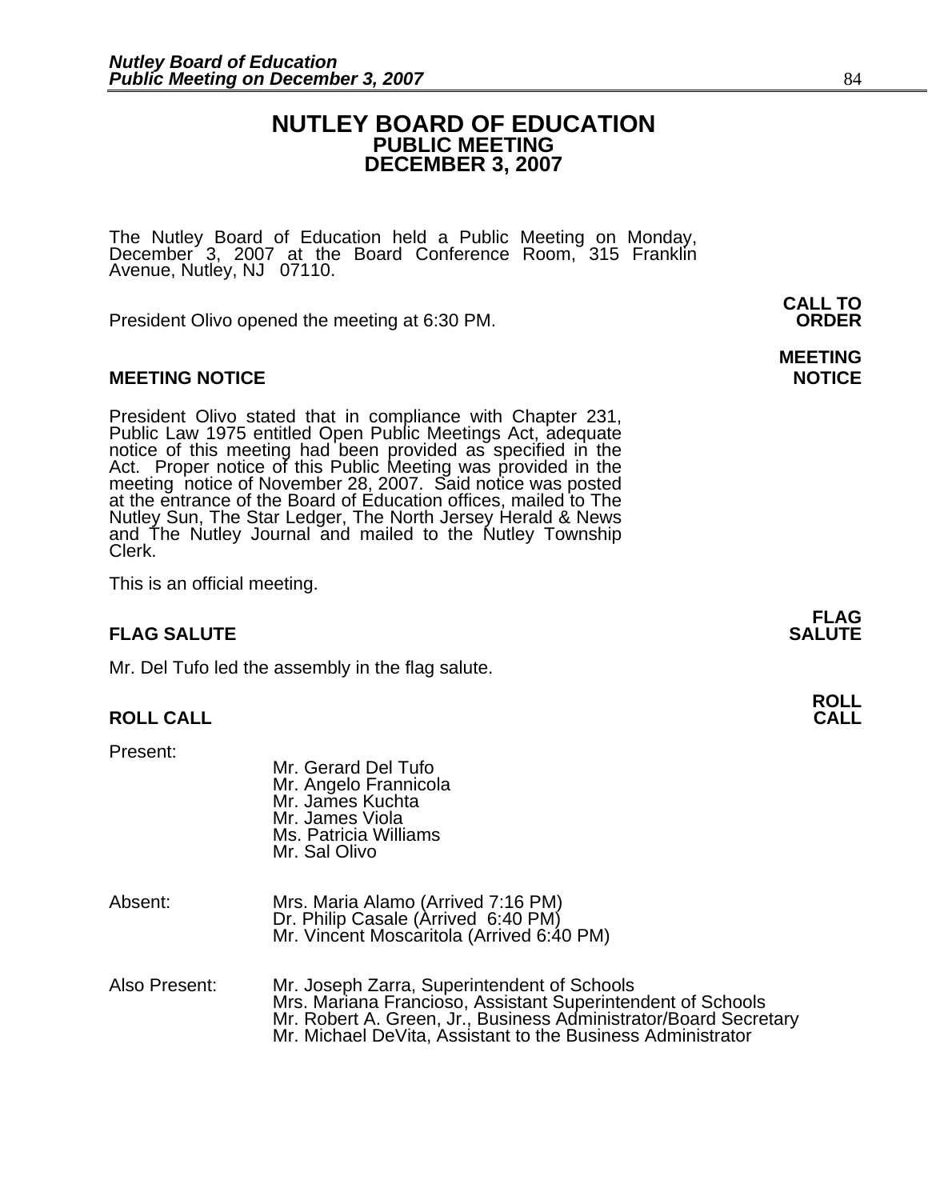# NUTLEY BOARD OF EDUCATION
## PUBLIC MEETING
## DECEMBER 3, 2007

The Nutley Board of Education held a Public Meeting on Monday, December 3, 2007 at the Board Conference Room, 315 Franklin Avenue, Nutley, NJ 07110.

**CALL TO ORDER**

President Olivo opened the meeting at 6:30 PM.

**MEETING NOTICE**

President Olivo stated that in compliance with Chapter 231, Public Law 1975 entitled Open Public Meetings Act, adequate notice of this meeting had been provided as specified in the Act. Proper notice of this Public Meeting was provided in the meeting notice of November 28, 2007. Said notice was posted at the entrance of the Board of Education offices, mailed to The Nutley Sun, The Star Ledger, The North Jersey Herald & News and The Nutley Journal and mailed to the Nutley Township Clerk.

This is an official meeting.

**FLAG SALUTE**

Mr. Del Tufo led the assembly in the flag salute.

**ROLL CALL**

Present:

Mr. Gerard Del Tufo
Mr. Angelo Frannicola
Mr. James Kuchta
Mr. James Viola
Ms. Patricia Williams
Mr. Sal Olivo

Absent:

Mrs. Maria Alamo (Arrived 7:16 PM)
Dr. Philip Casale (Arrived 6:40 PM)
Mr. Vincent Moscaritola (Arrived 6:40 PM)

Also Present:

Mr. Joseph Zarra, Superintendent of Schools
Mrs. Mariana Francioso, Assistant Superintendent of Schools
Mr. Robert A. Green, Jr., Business Administrator/Board Secretary
Mr. Michael DeVita, Assistant to the Business Administrator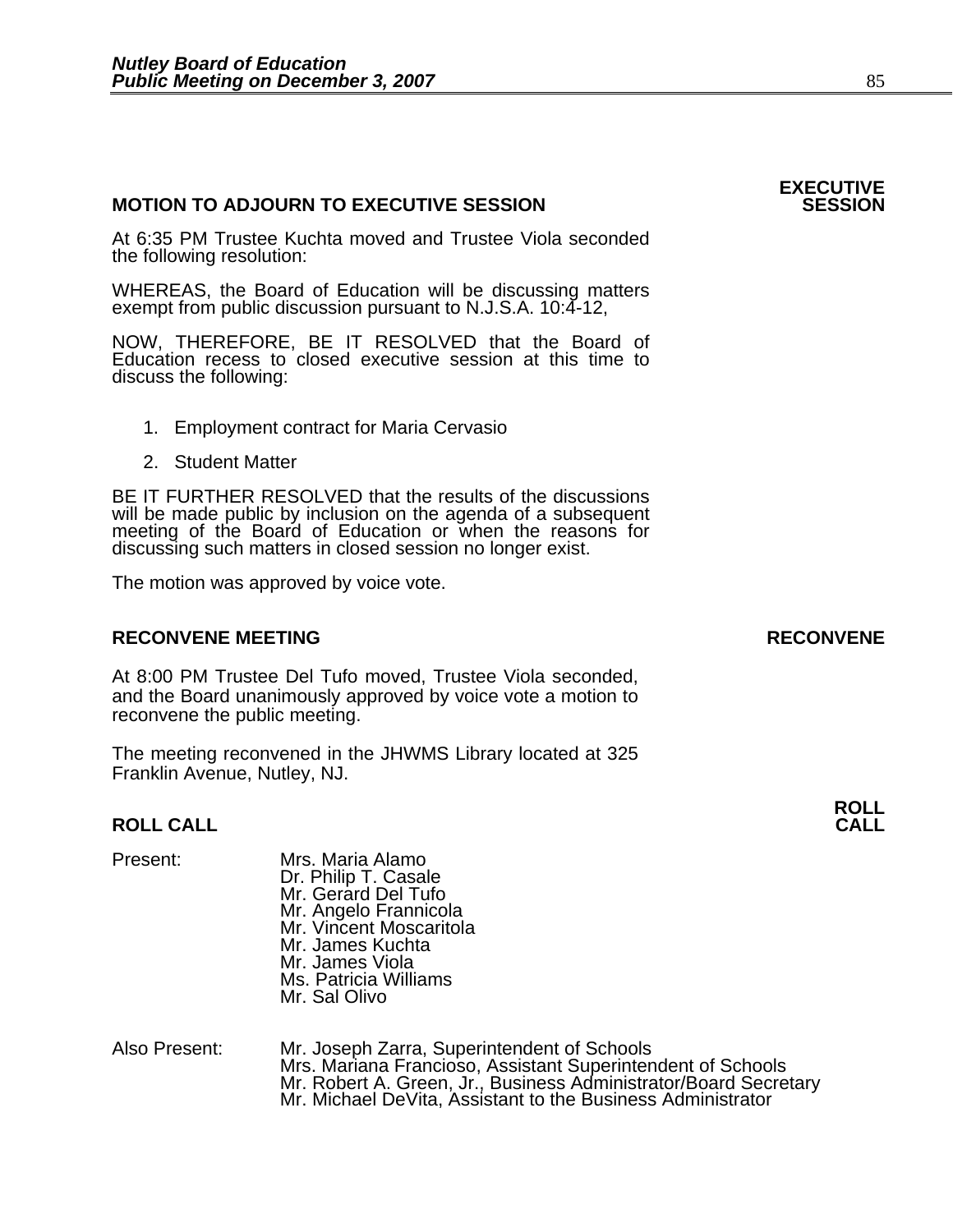## MOTION TO ADJOURN TO EXECUTIVE SESSION

**EXECUTIVE SESSION**

At 6:35 PM Trustee Kuchta moved and Trustee Viola seconded the following resolution:

WHEREAS, the Board of Education will be discussing matters exempt from public discussion pursuant to N.J.S.A. 10:4-12,

NOW, THEREFORE, BE IT RESOLVED that the Board of Education recess to closed executive session at this time to discuss the following:

1. Employment contract for Maria Cervasio
2. Student Matter

BE IT FURTHER RESOLVED that the results of the discussions will be made public by inclusion on the agenda of a subsequent meeting of the Board of Education or when the reasons for discussing such matters in closed session no longer exist.

The motion was approved by voice vote.

## RECONVENE MEETING

**RECONVENE**

At 8:00 PM Trustee Del Tufo moved, Trustee Viola seconded, and the Board unanimously approved by voice vote a motion to reconvene the public meeting.

The meeting reconvened in the JHWMS Library located at 325 Franklin Avenue, Nutley, NJ.

## ROLL CALL

**ROLL CALL**

Present:
Mrs. Maria Alamo
Dr. Philip T. Casale
Mr. Gerard Del Tufo
Mr. Angelo Frannicola
Mr. Vincent Moscaritola
Mr. James Kuchta
Mr. James Viola
Ms. Patricia Williams
Mr. Sal Olivo

Also Present:
Mr. Joseph Zarra, Superintendent of Schools
Mrs. Mariana Francioso, Assistant Superintendent of Schools
Mr. Robert A. Green, Jr., Business Administrator/Board Secretary
Mr. Michael DeVita, Assistant to the Business Administrator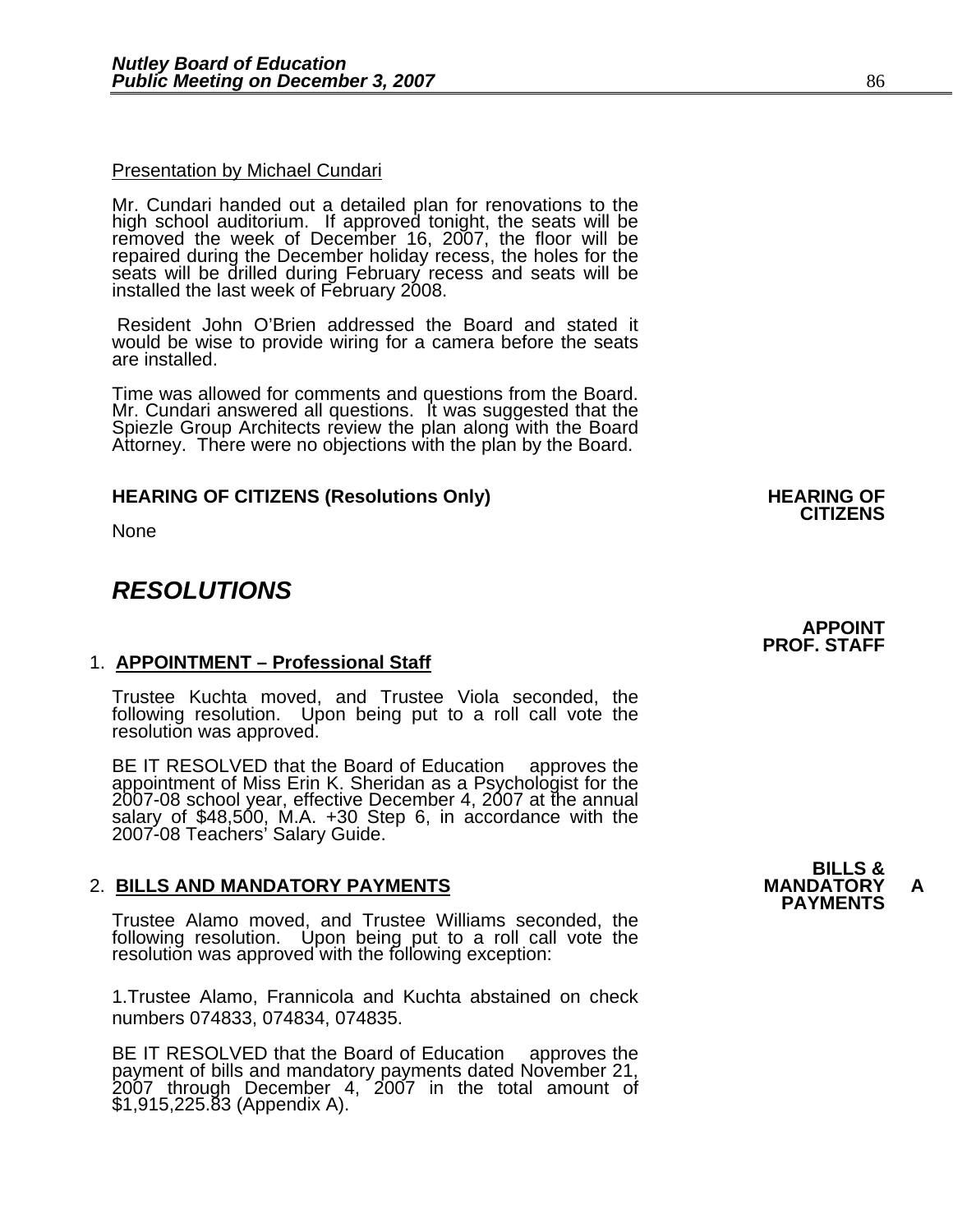Presentation by Michael Cundari

Mr. Cundari handed out a detailed plan for renovations to the high school auditorium. If approved tonight, the seats will be removed the week of December 16, 2007, the floor will be repaired during the December holiday recess, the holes for the seats will be drilled during February recess and seats will be installed the last week of February 2008.

Resident John O'Brien addressed the Board and stated it would be wise to provide wiring for a camera before the seats are installed.

Time was allowed for comments and questions from the Board. Mr. Cundari answered all questions. It was suggested that the Spiezle Group Architects review the plan along with the Board Attorney. There were no objections with the plan by the Board.

**HEARING OF CITIZENS (Resolutions Only)** — **HEARING OF CITIZENS**

None

# *RESOLUTIONS*

**APPOINT PROF. STAFF**

1. **APPOINTMENT – Professional Staff**

Trustee Kuchta moved, and Trustee Viola seconded, the following resolution. Upon being put to a roll call vote the resolution was approved.

BE IT RESOLVED that the Board of Education approves the appointment of Miss Erin K. Sheridan as a Psychologist for the 2007-08 school year, effective December 4, 2007 at the annual salary of $48,500, M.A. +30 Step 6, in accordance with the 2007-08 Teachers' Salary Guide.

**BILLS & MANDATORY PAYMENTS**

2. **BILLS AND MANDATORY PAYMENTS**

Trustee Alamo moved, and Trustee Williams seconded, the following resolution. Upon being put to a roll call vote the resolution was approved with the following exception:

1.Trustee Alamo, Frannicola and Kuchta abstained on check numbers 074833, 074834, 074835.

BE IT RESOLVED that the Board of Education approves the payment of bills and mandatory payments dated November 21, 2007 through December 4, 2007 in the total amount of $1,915,225.83 (Appendix A).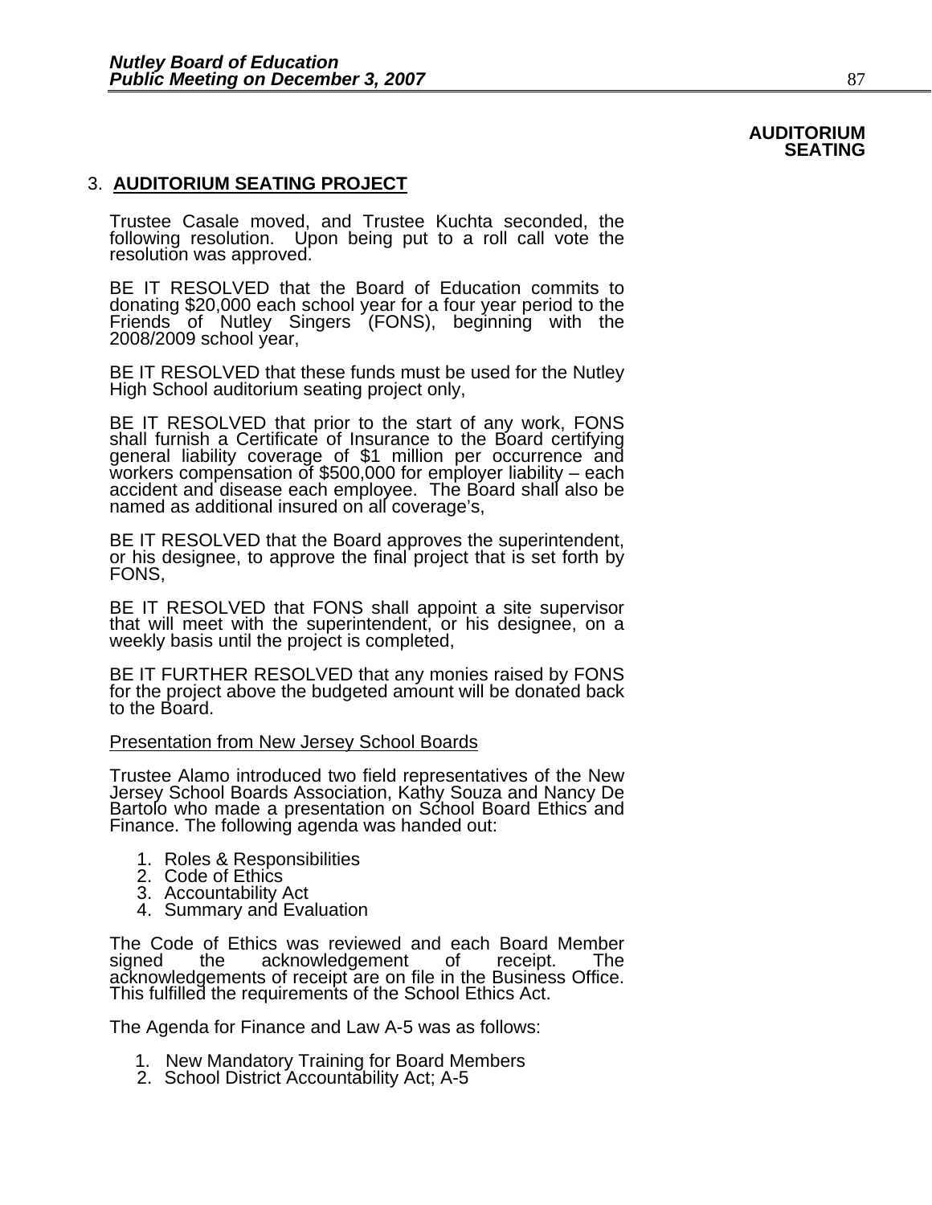**AUDITORIUM SEATING**

3. **AUDITORIUM SEATING PROJECT**

Trustee Casale moved, and Trustee Kuchta seconded, the following resolution. Upon being put to a roll call vote the resolution was approved.

BE IT RESOLVED that the Board of Education commits to donating $20,000 each school year for a four year period to the Friends of Nutley Singers (FONS), beginning with the 2008/2009 school year,

BE IT RESOLVED that these funds must be used for the Nutley High School auditorium seating project only,

BE IT RESOLVED that prior to the start of any work, FONS shall furnish a Certificate of Insurance to the Board certifying general liability coverage of $1 million per occurrence and workers compensation of $500,000 for employer liability – each accident and disease each employee. The Board shall also be named as additional insured on all coverage's,

BE IT RESOLVED that the Board approves the superintendent, or his designee, to approve the final project that is set forth by FONS,

BE IT RESOLVED that FONS shall appoint a site supervisor that will meet with the superintendent, or his designee, on a weekly basis until the project is completed,

BE IT FURTHER RESOLVED that any monies raised by FONS for the project above the budgeted amount will be donated back to the Board.

Presentation from New Jersey School Boards

Trustee Alamo introduced two field representatives of the New Jersey School Boards Association, Kathy Souza and Nancy De Bartolo who made a presentation on School Board Ethics and Finance. The following agenda was handed out:

1. Roles & Responsibilities
2. Code of Ethics
3. Accountability Act
4. Summary and Evaluation

The Code of Ethics was reviewed and each Board Member signed the acknowledgement of receipt. The acknowledgements of receipt are on file in the Business Office. This fulfilled the requirements of the School Ethics Act.

The Agenda for Finance and Law A-5 was as follows:

1. New Mandatory Training for Board Members
2. School District Accountability Act; A-5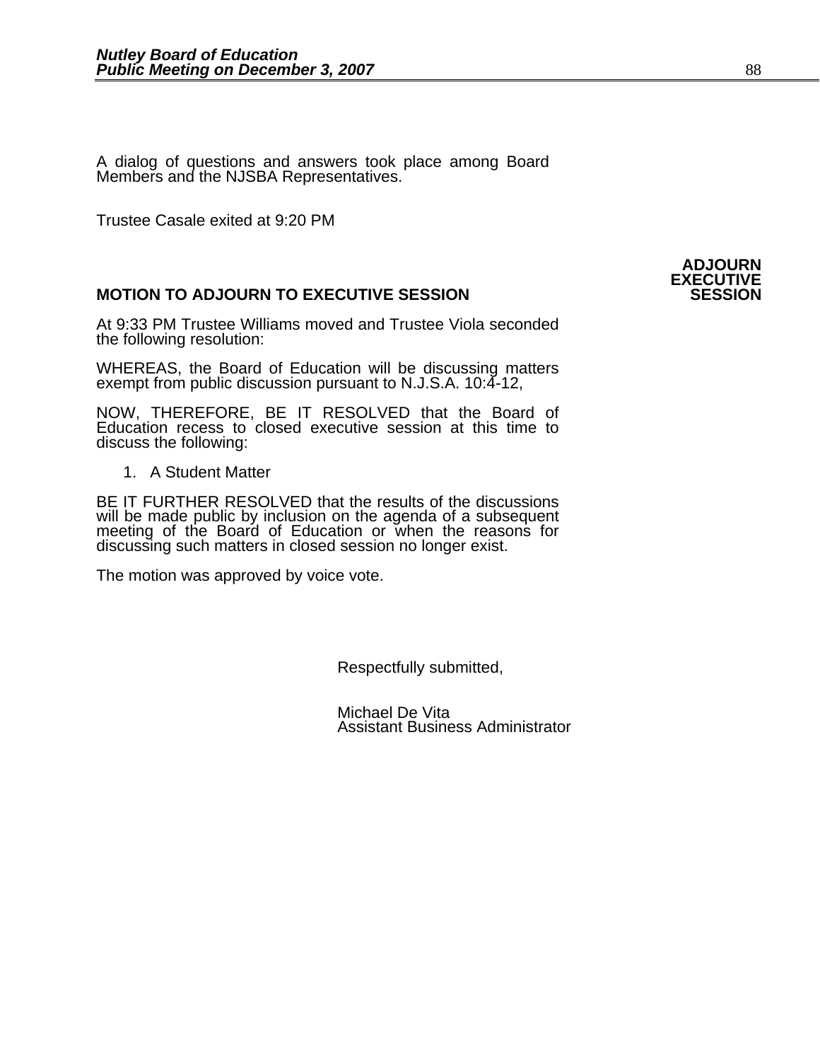A dialog of questions and answers took place among Board Members and the NJSBA Representatives.

Trustee Casale exited at 9:20 PM

**ADJOURN EXECUTIVE SESSION**

**MOTION TO ADJOURN TO EXECUTIVE SESSION**

At 9:33 PM Trustee Williams moved and Trustee Viola seconded the following resolution:

WHEREAS, the Board of Education will be discussing matters exempt from public discussion pursuant to N.J.S.A. 10:4-12,

NOW, THEREFORE, BE IT RESOLVED that the Board of Education recess to closed executive session at this time to discuss the following:

1. A Student Matter

BE IT FURTHER RESOLVED that the results of the discussions will be made public by inclusion on the agenda of a subsequent meeting of the Board of Education or when the reasons for discussing such matters in closed session no longer exist.

The motion was approved by voice vote.

Respectfully submitted,

Michael De Vita
Assistant Business Administrator